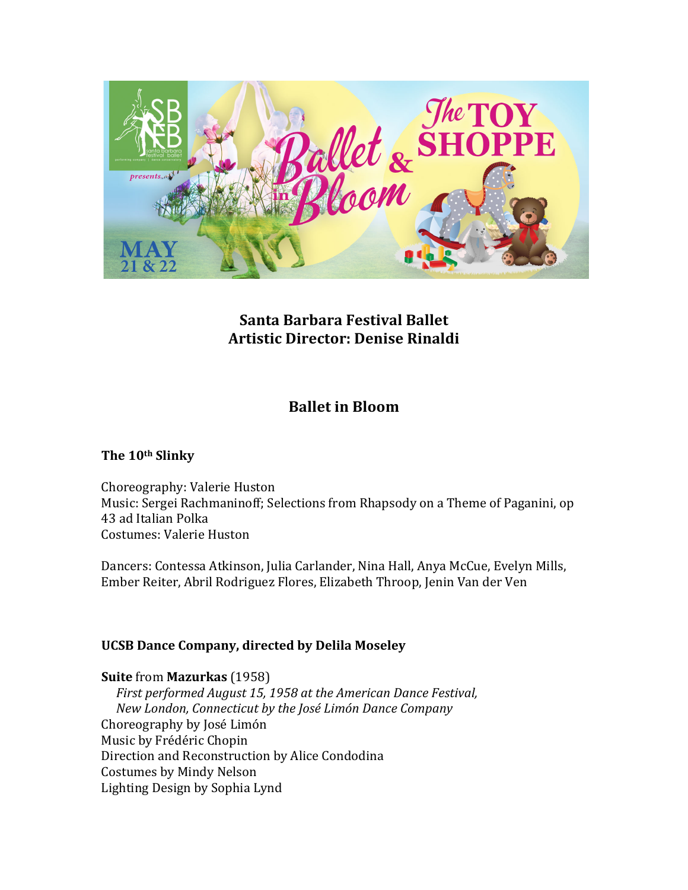**Santa Barbara Festival Ballet**
**Artistic Director: Denise Rinaldi**

## Ballet in Bloom

### The 10th Slinky

Choreography: Valerie Huston
Music: Sergei Rachmaninoff; Selections from Rhapsody on a Theme of Paganini, op 43 ad Italian Polka
Costumes: Valerie Huston

Dancers: Contessa Atkinson, Julia Carlander, Nina Hall, Anya McCue, Evelyn Mills, Ember Reiter, Abril Rodriguez Flores, Elizabeth Throop, Jenin Van der Ven

### UCSB Dance Company, directed by Delila Moseley

**Suite** from **Mazurkas** (1958)
*First performed August 15, 1958 at the American Dance Festival, New London, Connecticut by the José Limón Dance Company*
Choreography by José Limón
Music by Frédéric Chopin
Direction and Reconstruction by Alice Condodina
Costumes by Mindy Nelson
Lighting Design by Sophia Lynd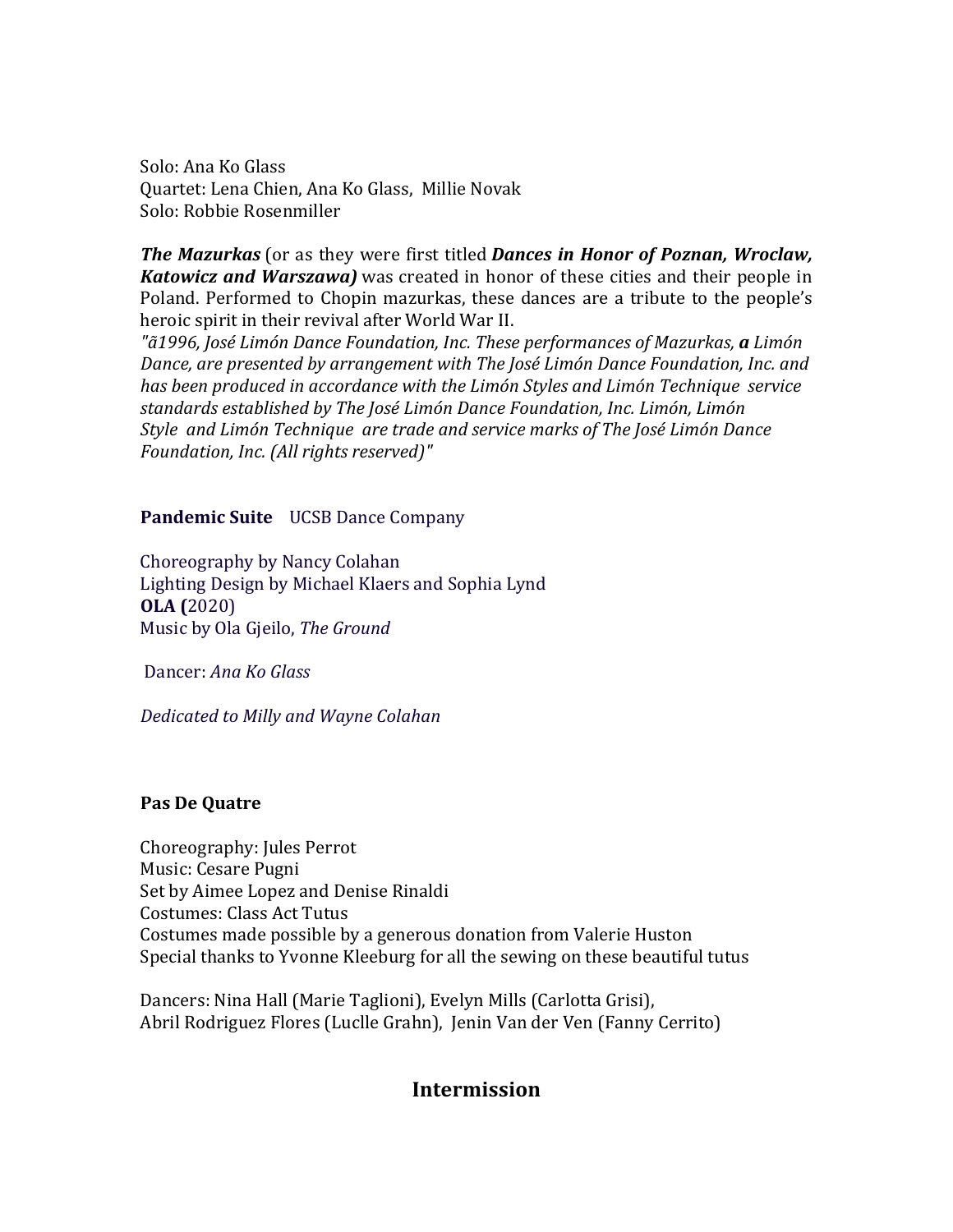Solo: Ana Ko Glass
Quartet: Lena Chien, Ana Ko Glass, Millie Novak
Solo: Robbie Rosenmiller

***The Mazurkas*** (or as they were first titled ***Dances in Honor of Poznan, Wroclaw, Katowicz and Warszawa)*** was created in honor of these cities and their people in Poland. Performed to Chopin mazurkas, these dances are a tribute to the people's heroic spirit in their revival after World War II.
*"ã1996, José Limón Dance Foundation, Inc. These performances of Mazurkas,* ***a*** *Limón Dance, are presented by arrangement with The José Limón Dance Foundation, Inc. and has been produced in accordance with the Limón Styles and Limón Technique service standards established by The José Limón Dance Foundation, Inc. Limón, Limón Style and Limón Technique are trade and service marks of The José Limón Dance Foundation, Inc. (All rights reserved)"*

**Pandemic Suite** UCSB Dance Company

Choreography by Nancy Colahan
Lighting Design by Michael Klaers and Sophia Lynd
**OLA (**2020)
Music by Ola Gjeilo, *The Ground*

Dancer: *Ana Ko Glass*

*Dedicated to Milly and Wayne Colahan*

**Pas De Quatre**

Choreography: Jules Perrot
Music: Cesare Pugni
Set by Aimee Lopez and Denise Rinaldi
Costumes: Class Act Tutus
Costumes made possible by a generous donation from Valerie Huston
Special thanks to Yvonne Kleeburg for all the sewing on these beautiful tutus

Dancers: Nina Hall (Marie Taglioni), Evelyn Mills (Carlotta Grisi),
Abril Rodriguez Flores (Luclle Grahn), Jenin Van der Ven (Fanny Cerrito)

## Intermission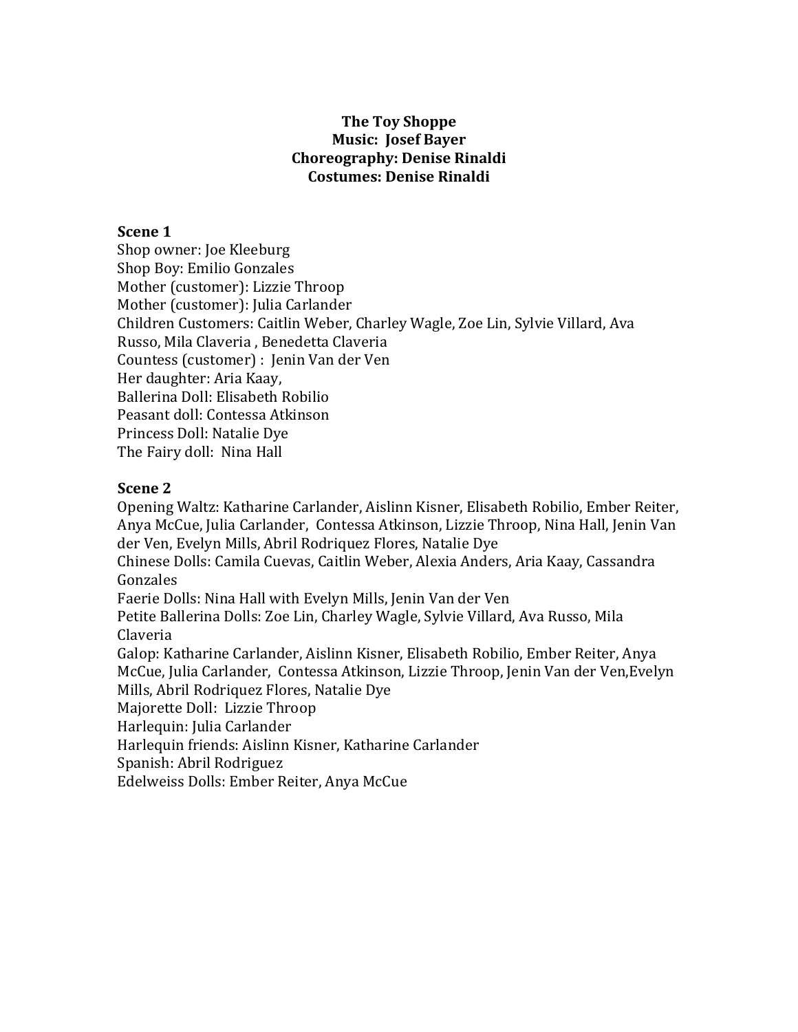**The Toy Shoppe**
**Music: Josef Bayer**
**Choreography: Denise Rinaldi**
**Costumes: Denise Rinaldi**

**Scene 1**

Shop owner: Joe Kleeburg
Shop Boy: Emilio Gonzales
Mother (customer): Lizzie Throop
Mother (customer): Julia Carlander
Children Customers: Caitlin Weber, Charley Wagle, Zoe Lin, Sylvie Villard, Ava Russo, Mila Claveria , Benedetta Claveria
Countess (customer) : Jenin Van der Ven
Her daughter: Aria Kaay,
Ballerina Doll: Elisabeth Robilio
Peasant doll: Contessa Atkinson
Princess Doll: Natalie Dye
The Fairy doll: Nina Hall

**Scene 2**

Opening Waltz: Katharine Carlander, Aislinn Kisner, Elisabeth Robilio, Ember Reiter, Anya McCue, Julia Carlander, Contessa Atkinson, Lizzie Throop, Nina Hall, Jenin Van der Ven, Evelyn Mills, Abril Rodriquez Flores, Natalie Dye
Chinese Dolls: Camila Cuevas, Caitlin Weber, Alexia Anders, Aria Kaay, Cassandra Gonzales
Faerie Dolls: Nina Hall with Evelyn Mills, Jenin Van der Ven
Petite Ballerina Dolls: Zoe Lin, Charley Wagle, Sylvie Villard, Ava Russo, Mila Claveria
Galop: Katharine Carlander, Aislinn Kisner, Elisabeth Robilio, Ember Reiter, Anya McCue, Julia Carlander, Contessa Atkinson, Lizzie Throop, Jenin Van der Ven,Evelyn Mills, Abril Rodriquez Flores, Natalie Dye
Majorette Doll: Lizzie Throop
Harlequin: Julia Carlander
Harlequin friends: Aislinn Kisner, Katharine Carlander
Spanish: Abril Rodriguez
Edelweiss Dolls: Ember Reiter, Anya McCue